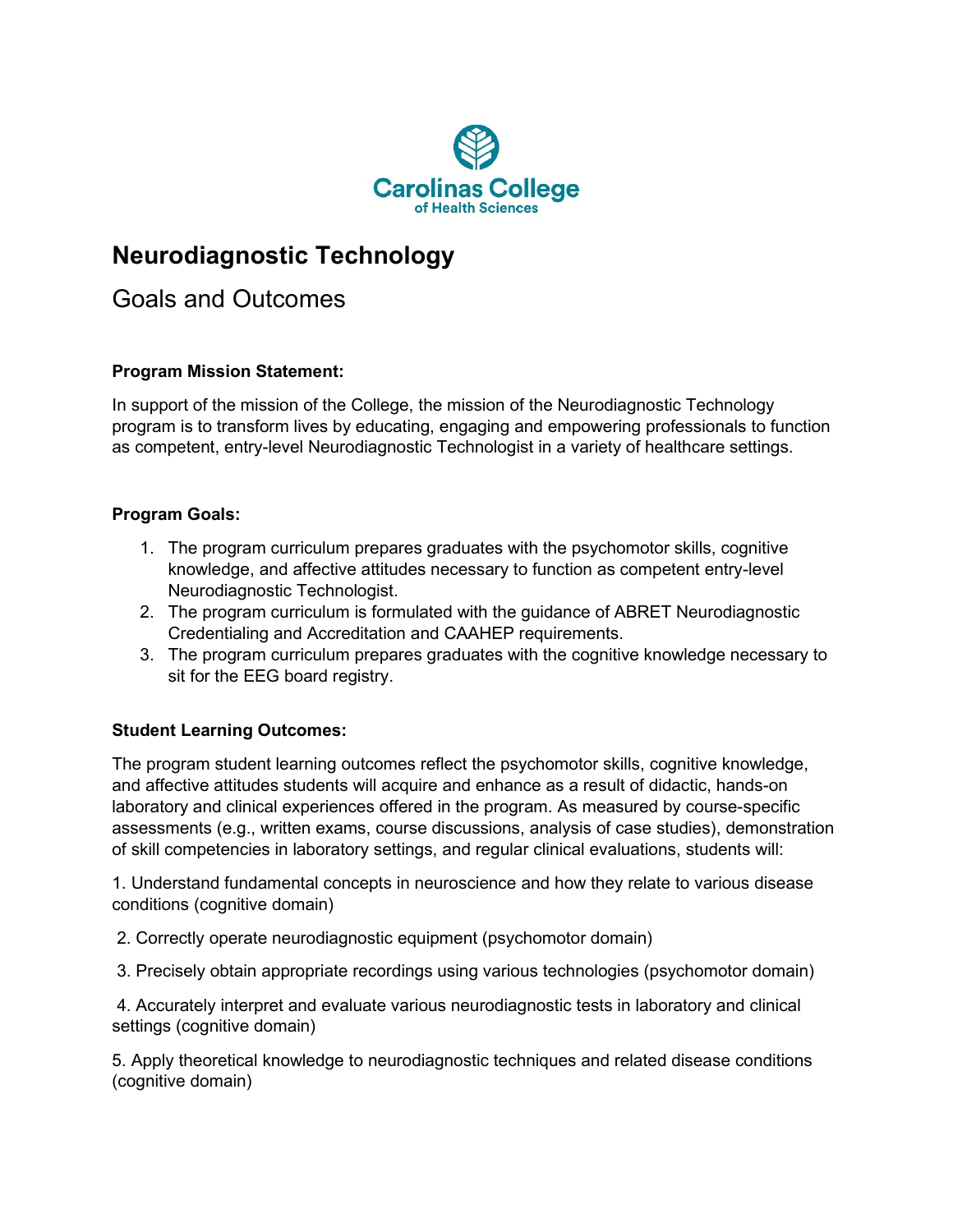Carolinas College of Health Sciences

# Neurodiagnostic Technology

## Goals and Outcomes

**Program Mission Statement:**

In support of the mission of the College, the mission of the Neurodiagnostic Technology program is to transform lives by educating, engaging and empowering professionals to function as competent, entry-level Neurodiagnostic Technologist in a variety of healthcare settings.

**Program Goals:**

1. The program curriculum prepares graduates with the psychomotor skills, cognitive knowledge, and affective attitudes necessary to function as competent entry-level Neurodiagnostic Technologist.
2. The program curriculum is formulated with the guidance of ABRET Neurodiagnostic Credentialing and Accreditation and CAAHEP requirements.
3. The program curriculum prepares graduates with the cognitive knowledge necessary to sit for the EEG board registry.

**Student Learning Outcomes:**

The program student learning outcomes reflect the psychomotor skills, cognitive knowledge, and affective attitudes students will acquire and enhance as a result of didactic, hands-on laboratory and clinical experiences offered in the program. As measured by course-specific assessments (e.g., written exams, course discussions, analysis of case studies), demonstration of skill competencies in laboratory settings, and regular clinical evaluations, students will:

1. Understand fundamental concepts in neuroscience and how they relate to various disease conditions (cognitive domain)

2. Correctly operate neurodiagnostic equipment (psychomotor domain)

3. Precisely obtain appropriate recordings using various technologies (psychomotor domain)

4. Accurately interpret and evaluate various neurodiagnostic tests in laboratory and clinical settings (cognitive domain)

5. Apply theoretical knowledge to neurodiagnostic techniques and related disease conditions (cognitive domain)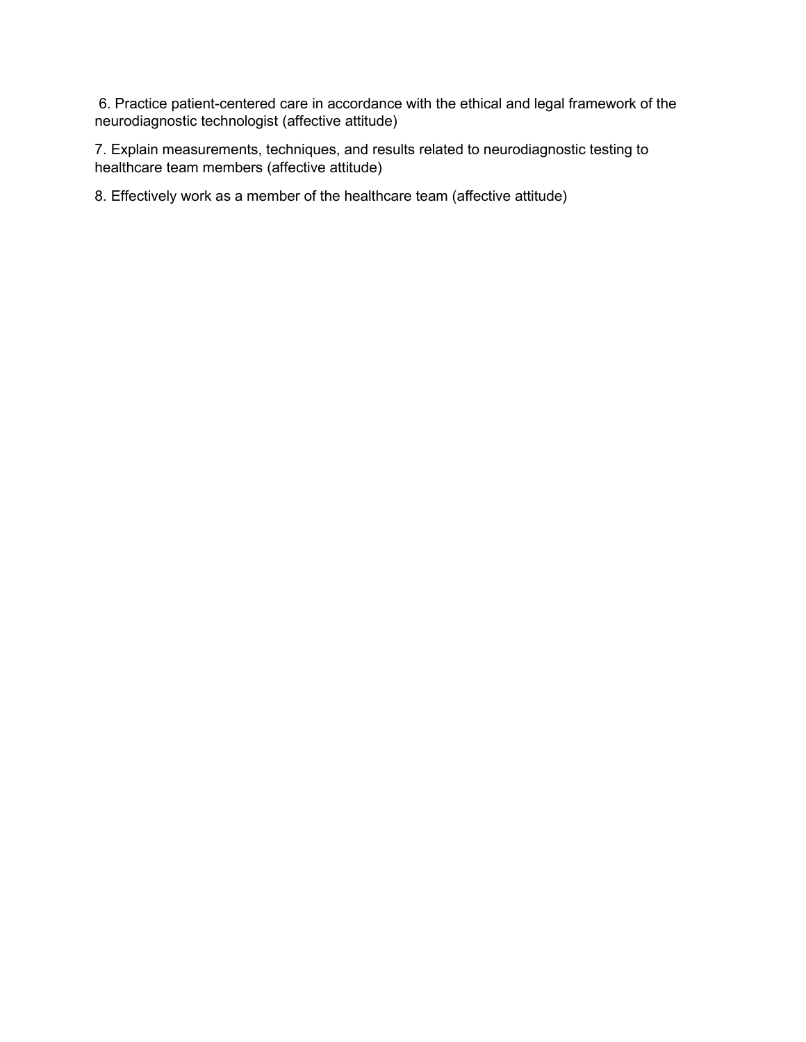6. Practice patient-centered care in accordance with the ethical and legal framework of the neurodiagnostic technologist (affective attitude)

7. Explain measurements, techniques, and results related to neurodiagnostic testing to healthcare team members (affective attitude)

8. Effectively work as a member of the healthcare team (affective attitude)